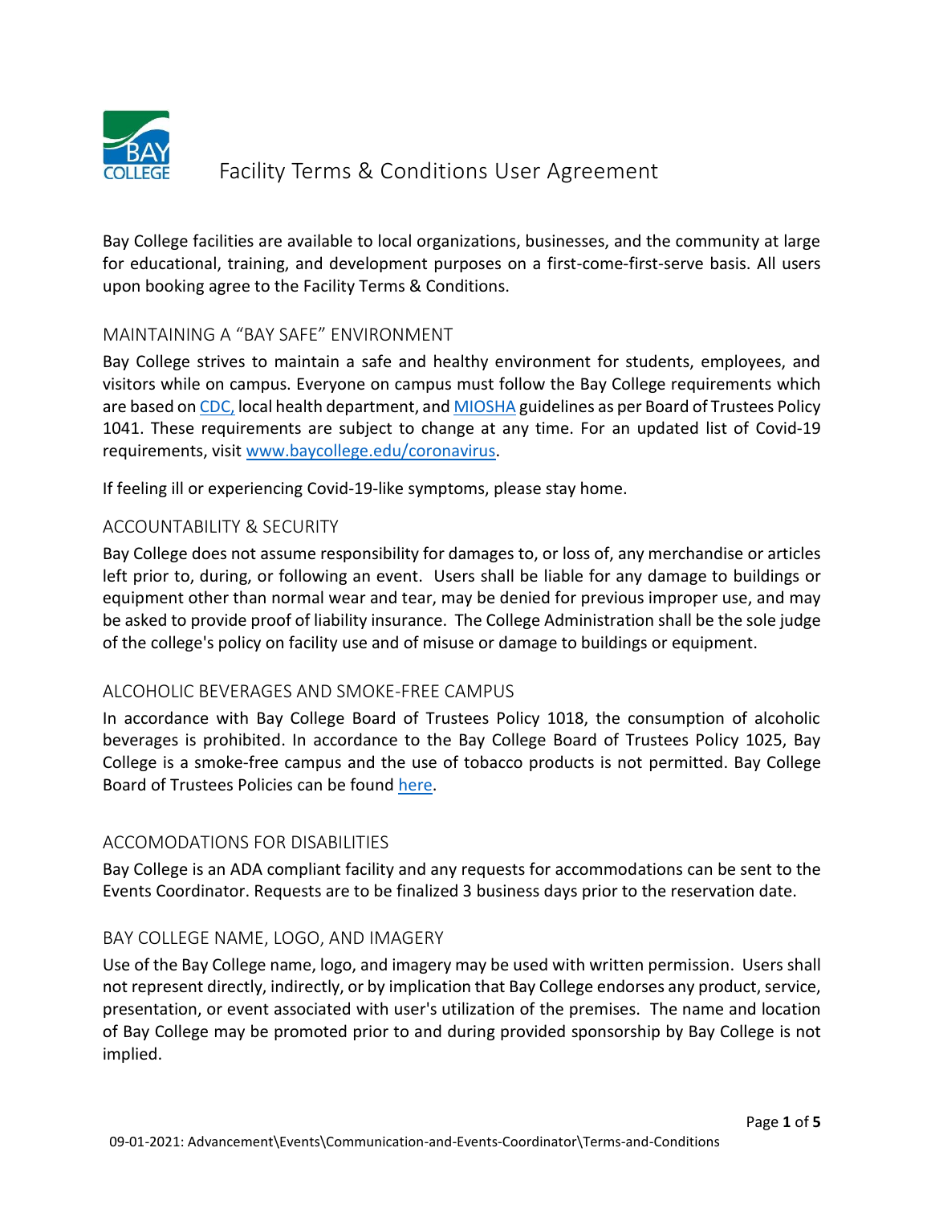# Facility Terms & Conditions User Agreement

Bay College facilities are available to local organizations, businesses, and the community at large for educational, training, and development purposes on a first-come-first-serve basis. All users upon booking agree to the Facility Terms & Conditions.

## MAINTAINING A "BAY SAFE" ENVIRONMENT

Bay College strives to maintain a safe and healthy environment for students, employees, and visitors while on campus. Everyone on campus must follow the Bay College requirements which are based on CDC, local health department, and MIOSHA guidelines as per Board of Trustees Policy 1041. These requirements are subject to change at any time. For an updated list of Covid-19 requirements, visit www.baycollege.edu/coronavirus.

If feeling ill or experiencing Covid-19-like symptoms, please stay home.

## ACCOUNTABILITY & SECURITY

Bay College does not assume responsibility for damages to, or loss of, any merchandise or articles left prior to, during, or following an event. Users shall be liable for any damage to buildings or equipment other than normal wear and tear, may be denied for previous improper use, and may be asked to provide proof of liability insurance. The College Administration shall be the sole judge of the college's policy on facility use and of misuse or damage to buildings or equipment.

## ALCOHOLIC BEVERAGES AND SMOKE-FREE CAMPUS

In accordance with Bay College Board of Trustees Policy 1018, the consumption of alcoholic beverages is prohibited. In accordance to the Bay College Board of Trustees Policy 1025, Bay College is a smoke-free campus and the use of tobacco products is not permitted. Bay College Board of Trustees Policies can be found here.

## ACCOMODATIONS FOR DISABILITIES

Bay College is an ADA compliant facility and any requests for accommodations can be sent to the Events Coordinator. Requests are to be finalized 3 business days prior to the reservation date.

## BAY COLLEGE NAME, LOGO, AND IMAGERY

Use of the Bay College name, logo, and imagery may be used with written permission. Users shall not represent directly, indirectly, or by implication that Bay College endorses any product, service, presentation, or event associated with user's utilization of the premises. The name and location of Bay College may be promoted prior to and during provided sponsorship by Bay College is not implied.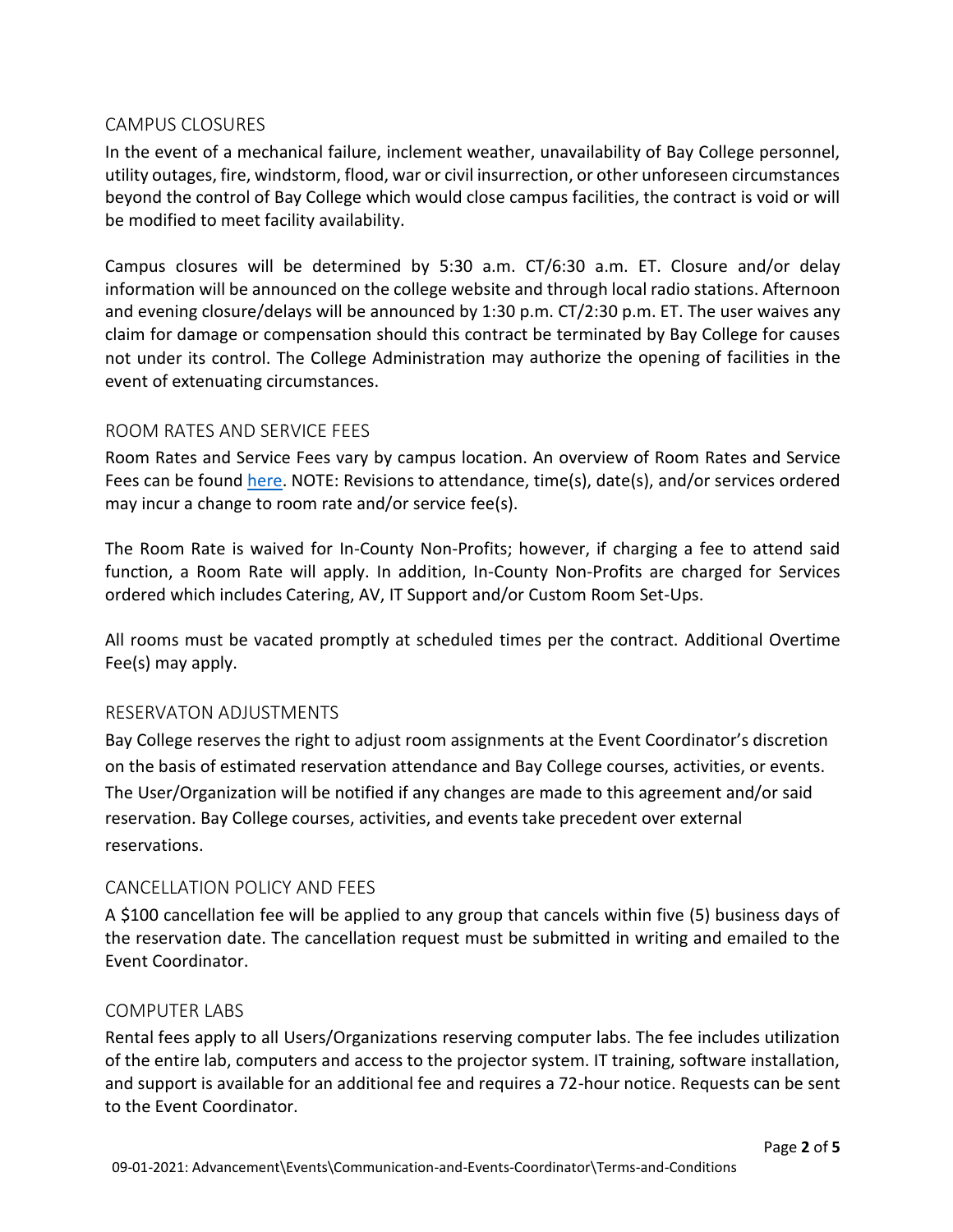## CAMPUS CLOSURES

In the event of a mechanical failure, inclement weather, unavailability of Bay College personnel, utility outages, fire, windstorm, flood, war or civil insurrection, or other unforeseen circumstances beyond the control of Bay College which would close campus facilities, the contract is void or will be modified to meet facility availability.

Campus closures will be determined by 5:30 a.m. CT/6:30 a.m. ET. Closure and/or delay information will be announced on the college website and through local radio stations. Afternoon and evening closure/delays will be announced by 1:30 p.m. CT/2:30 p.m. ET. The user waives any claim for damage or compensation should this contract be terminated by Bay College for causes not under its control. The College Administration may authorize the opening of facilities in the event of extenuating circumstances.

## ROOM RATES AND SERVICE FEES

Room Rates and Service Fees vary by campus location. An overview of Room Rates and Service Fees can be found here. NOTE: Revisions to attendance, time(s), date(s), and/or services ordered may incur a change to room rate and/or service fee(s).

The Room Rate is waived for In-County Non-Profits; however, if charging a fee to attend said function, a Room Rate will apply. In addition, In-County Non-Profits are charged for Services ordered which includes Catering, AV, IT Support and/or Custom Room Set-Ups.

All rooms must be vacated promptly at scheduled times per the contract. Additional Overtime Fee(s) may apply.

## RESERVATON ADJUSTMENTS

Bay College reserves the right to adjust room assignments at the Event Coordinator's discretion on the basis of estimated reservation attendance and Bay College courses, activities, or events. The User/Organization will be notified if any changes are made to this agreement and/or said reservation. Bay College courses, activities, and events take precedent over external reservations.

## CANCELLATION POLICY AND FEES

A $100 cancellation fee will be applied to any group that cancels within five (5) business days of the reservation date. The cancellation request must be submitted in writing and emailed to the Event Coordinator.

## COMPUTER LABS

Rental fees apply to all Users/Organizations reserving computer labs. The fee includes utilization of the entire lab, computers and access to the projector system. IT training, software installation, and support is available for an additional fee and requires a 72-hour notice. Requests can be sent to the Event Coordinator.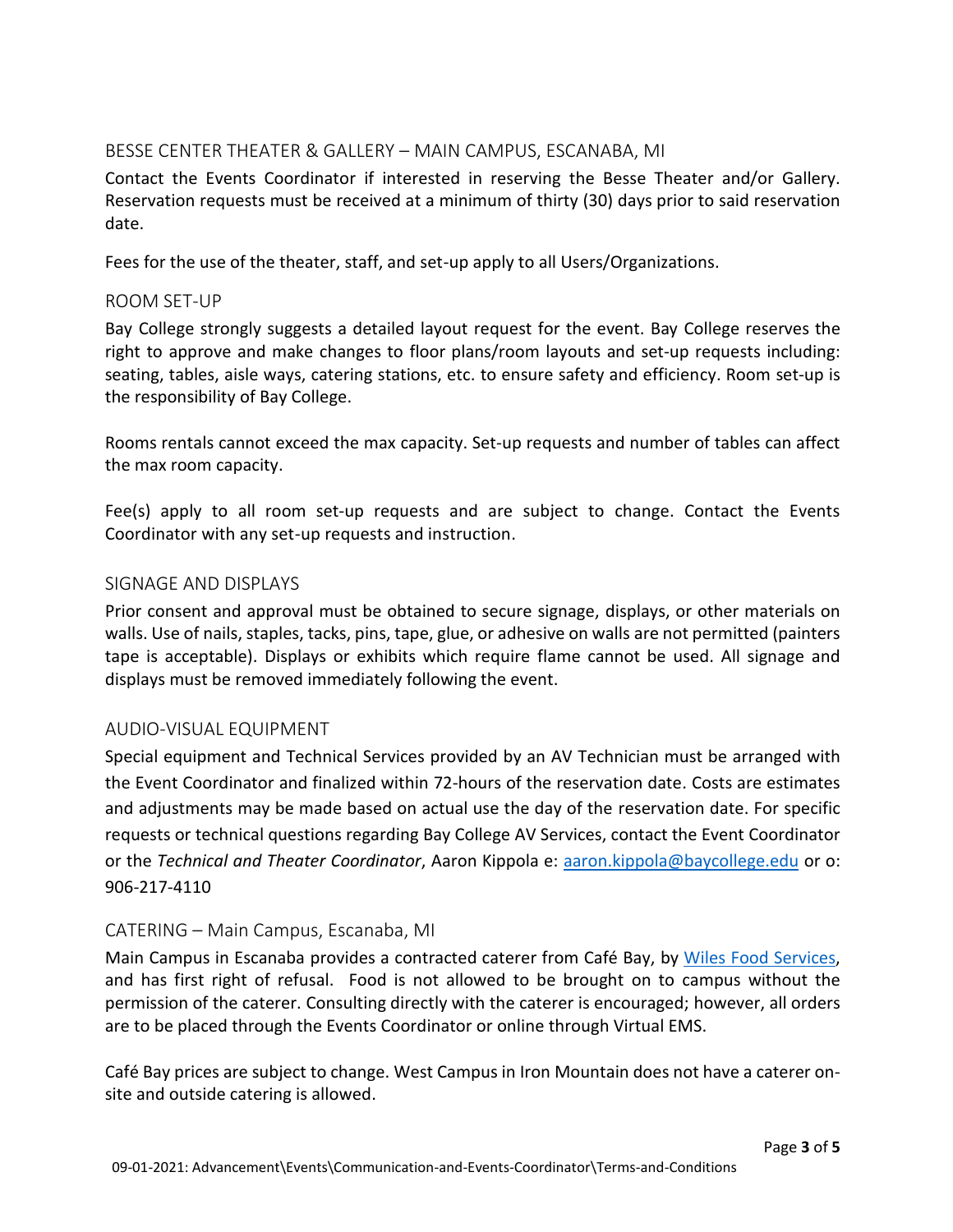## BESSE CENTER THEATER & GALLERY – MAIN CAMPUS, ESCANABA, MI

Contact the Events Coordinator if interested in reserving the Besse Theater and/or Gallery. Reservation requests must be received at a minimum of thirty (30) days prior to said reservation date.

Fees for the use of the theater, staff, and set-up apply to all Users/Organizations.

## ROOM SET-UP

Bay College strongly suggests a detailed layout request for the event. Bay College reserves the right to approve and make changes to floor plans/room layouts and set-up requests including: seating, tables, aisle ways, catering stations, etc. to ensure safety and efficiency. Room set-up is the responsibility of Bay College.

Rooms rentals cannot exceed the max capacity. Set-up requests and number of tables can affect the max room capacity.

Fee(s) apply to all room set-up requests and are subject to change. Contact the Events Coordinator with any set-up requests and instruction.

## SIGNAGE AND DISPLAYS

Prior consent and approval must be obtained to secure signage, displays, or other materials on walls. Use of nails, staples, tacks, pins, tape, glue, or adhesive on walls are not permitted (painters tape is acceptable). Displays or exhibits which require flame cannot be used. All signage and displays must be removed immediately following the event.

## AUDIO-VISUAL EQUIPMENT

Special equipment and Technical Services provided by an AV Technician must be arranged with the Event Coordinator and finalized within 72-hours of the reservation date. Costs are estimates and adjustments may be made based on actual use the day of the reservation date. For specific requests or technical questions regarding Bay College AV Services, contact the Event Coordinator or the *Technical and Theater Coordinator*, Aaron Kippola e: aaron.kippola@baycollege.edu or o: 906-217-4110

## CATERING – Main Campus, Escanaba, MI

Main Campus in Escanaba provides a contracted caterer from Café Bay, by Wiles Food Services, and has first right of refusal. Food is not allowed to be brought on to campus without the permission of the caterer. Consulting directly with the caterer is encouraged; however, all orders are to be placed through the Events Coordinator or online through Virtual EMS.

Café Bay prices are subject to change. West Campus in Iron Mountain does not have a caterer on-site and outside catering is allowed.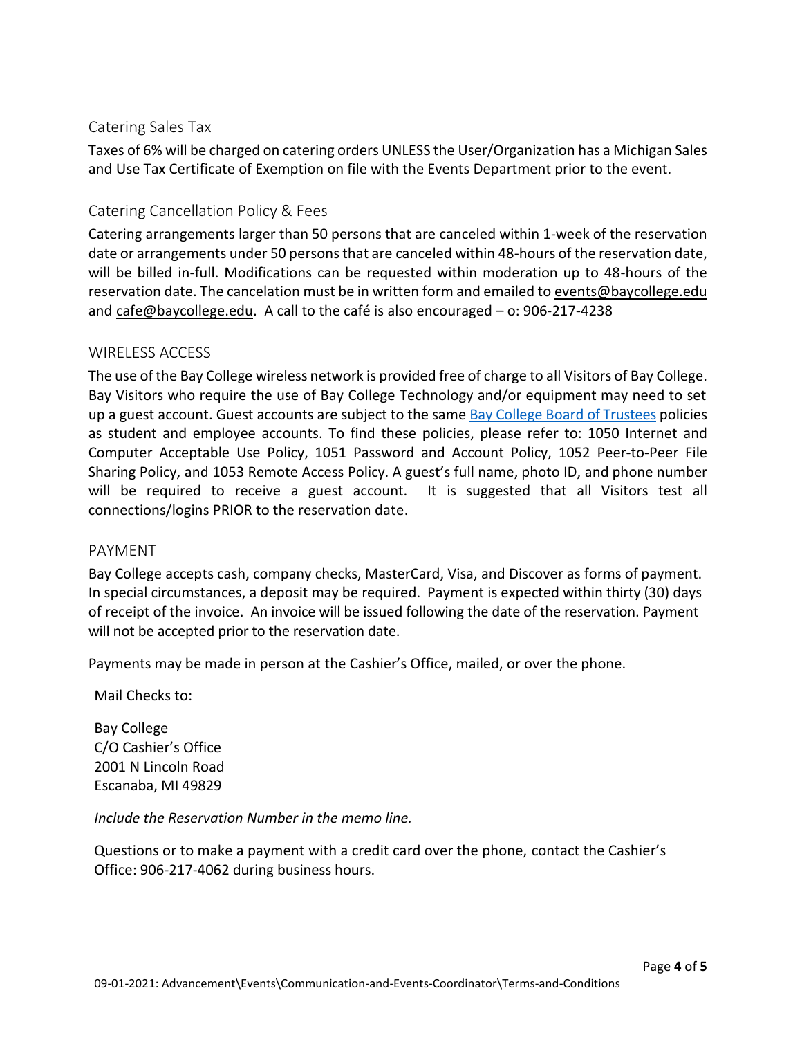## Catering Sales Tax

Taxes of 6% will be charged on catering orders UNLESS the User/Organization has a Michigan Sales and Use Tax Certificate of Exemption on file with the Events Department prior to the event.

## Catering Cancellation Policy & Fees

Catering arrangements larger than 50 persons that are canceled within 1-week of the reservation date or arrangements under 50 persons that are canceled within 48-hours of the reservation date, will be billed in-full. Modifications can be requested within moderation up to 48-hours of the reservation date. The cancelation must be in written form and emailed to events@baycollege.edu and cafe@baycollege.edu. A call to the café is also encouraged – o: 906-217-4238

## WIRELESS ACCESS

The use of the Bay College wireless network is provided free of charge to all Visitors of Bay College. Bay Visitors who require the use of Bay College Technology and/or equipment may need to set up a guest account. Guest accounts are subject to the same Bay College Board of Trustees policies as student and employee accounts. To find these policies, please refer to: 1050 Internet and Computer Acceptable Use Policy, 1051 Password and Account Policy, 1052 Peer-to-Peer File Sharing Policy, and 1053 Remote Access Policy. A guest's full name, photo ID, and phone number will be required to receive a guest account. It is suggested that all Visitors test all connections/logins PRIOR to the reservation date.

## PAYMENT

Bay College accepts cash, company checks, MasterCard, Visa, and Discover as forms of payment. In special circumstances, a deposit may be required. Payment is expected within thirty (30) days of receipt of the invoice. An invoice will be issued following the date of the reservation. Payment will not be accepted prior to the reservation date.

Payments may be made in person at the Cashier's Office, mailed, or over the phone.

Mail Checks to:

Bay College
C/O Cashier's Office
2001 N Lincoln Road
Escanaba, MI 49829

*Include the Reservation Number in the memo line.*

Questions or to make a payment with a credit card over the phone, contact the Cashier's Office: 906-217-4062 during business hours.

09-01-2021: Advancement\Events\Communication-and-Events-Coordinator\Terms-and-Conditions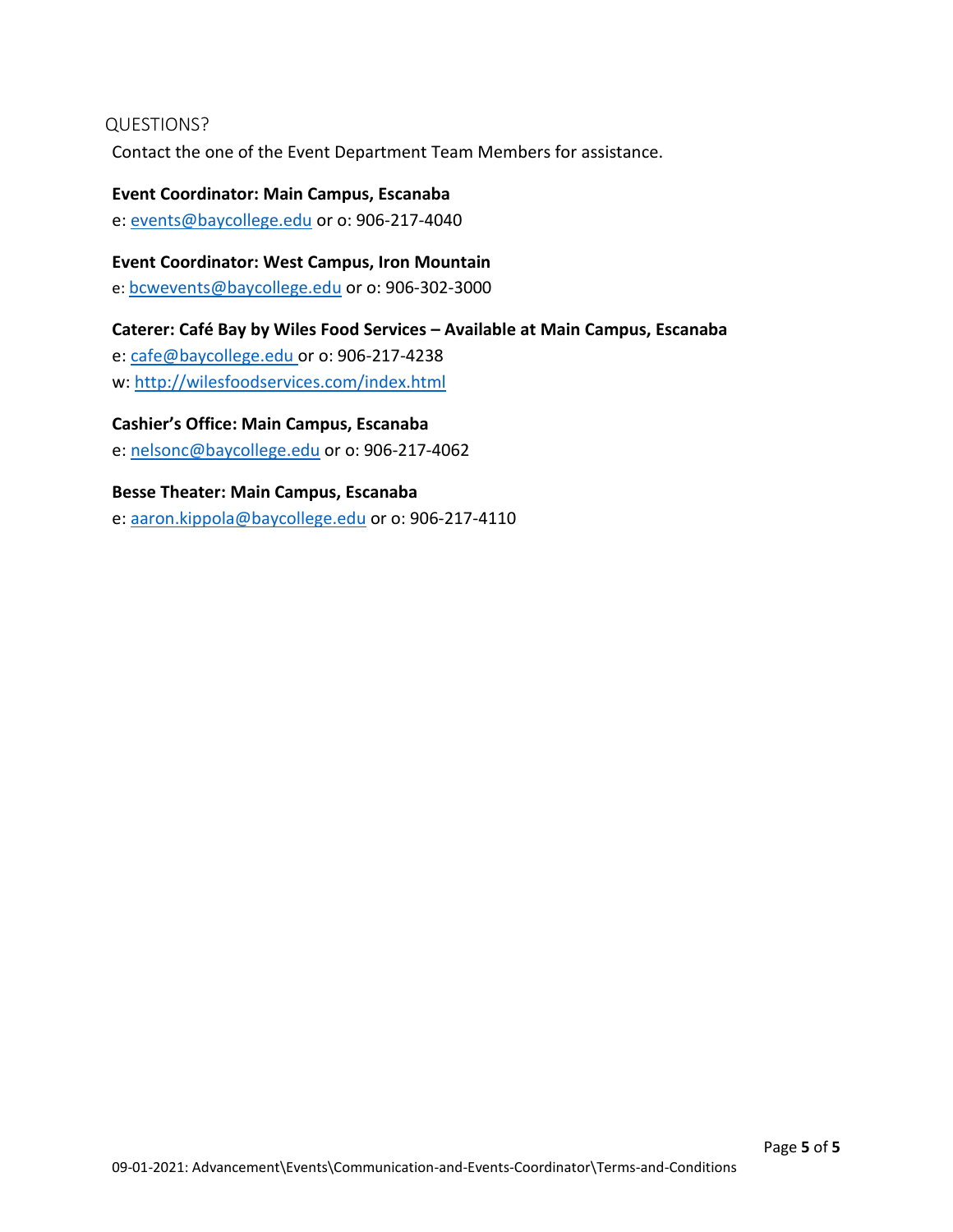## QUESTIONS?

Contact the one of the Event Department Team Members for assistance.

**Event Coordinator: Main Campus, Escanaba**
e: events@baycollege.edu or o: 906-217-4040

**Event Coordinator: West Campus, Iron Mountain**
e: bcwevents@baycollege.edu or o: 906-302-3000

**Caterer: Café Bay by Wiles Food Services – Available at Main Campus, Escanaba**
e: cafe@baycollege.edu or o: 906-217-4238
w: http://wilesfoodservices.com/index.html

**Cashier's Office: Main Campus, Escanaba**
e: nelsonc@baycollege.edu or o: 906-217-4062

**Besse Theater: Main Campus, Escanaba**
e: aaron.kippola@baycollege.edu or o: 906-217-4110